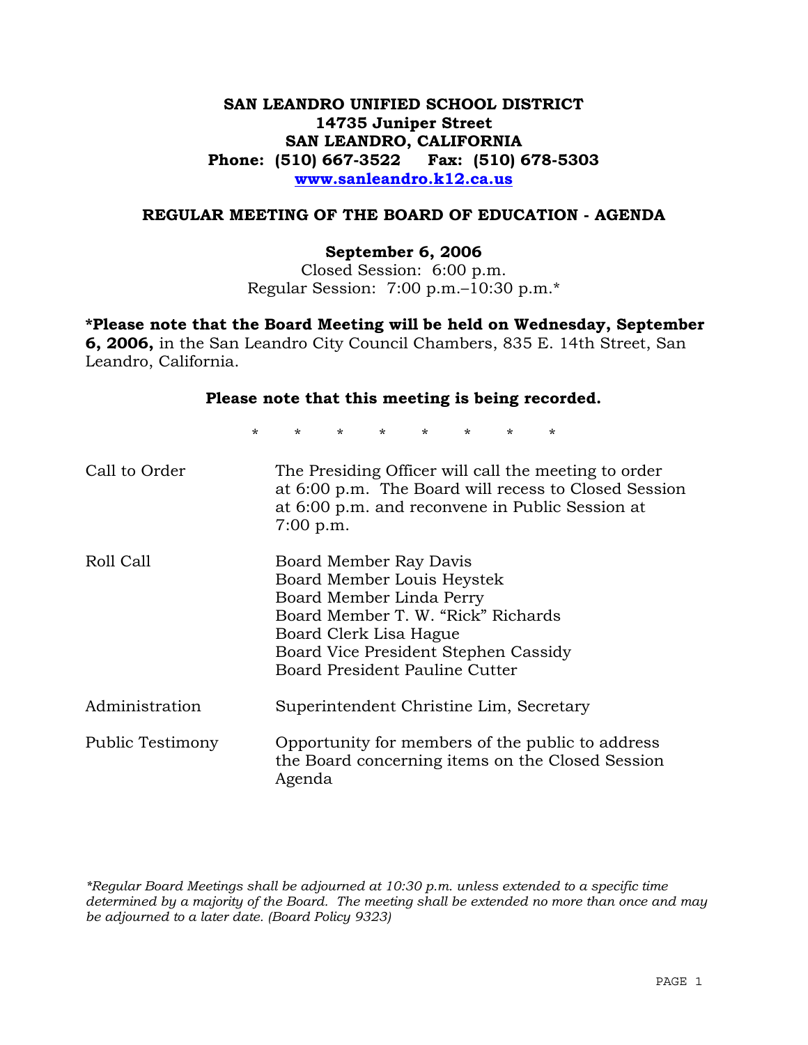# SAN LEANDRO UNIFIED SCHOOL DISTRICT
**14735 Juniper Street**
**SAN LEANDRO, CALIFORNIA**
**Phone: (510) 667-3522 Fax: (510) 678-5303**
**www.sanleandro.k12.ca.us**

## REGULAR MEETING OF THE BOARD OF EDUCATION - AGENDA

**September 6, 2006**
Closed Session: 6:00 p.m.
Regular Session: 7:00 p.m.–10:30 p.m.*

**\*Please note that the Board Meeting will be held on Wednesday, September 6, 2006,** in the San Leandro City Council Chambers, 835 E. 14th Street, San Leandro, California.

**Please note that this meeting is being recorded.**

\* \* \* \* \* \* \* \*

| | |
|---|---|
| Call to Order | The Presiding Officer will call the meeting to order at 6:00 p.m. The Board will recess to Closed Session at 6:00 p.m. and reconvene in Public Session at 7:00 p.m. |
| Roll Call | Board Member Ray Davis<br>Board Member Louis Heystek<br>Board Member Linda Perry<br>Board Member T. W. "Rick" Richards<br>Board Clerk Lisa Hague<br>Board Vice President Stephen Cassidy<br>Board President Pauline Cutter |
| Administration | Superintendent Christine Lim, Secretary |
| Public Testimony | Opportunity for members of the public to address the Board concerning items on the Closed Session Agenda |

*\*Regular Board Meetings shall be adjourned at 10:30 p.m. unless extended to a specific time determined by a majority of the Board. The meeting shall be extended no more than once and may be adjourned to a later date. (Board Policy 9323)*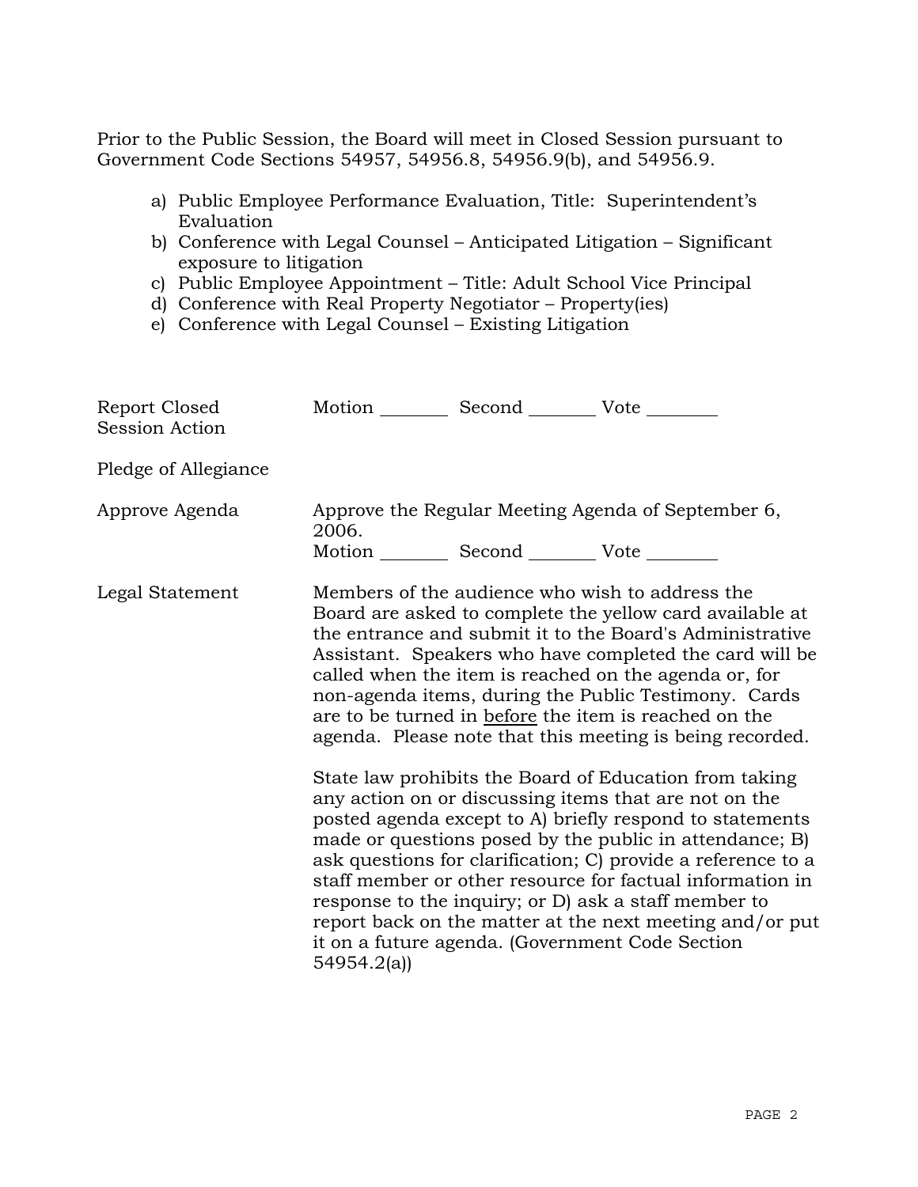Prior to the Public Session, the Board will meet in Closed Session pursuant to Government Code Sections 54957, 54956.8, 54956.9(b), and 54956.9.

a) Public Employee Performance Evaluation, Title: Superintendent's Evaluation
b) Conference with Legal Counsel – Anticipated Litigation – Significant exposure to litigation
c) Public Employee Appointment – Title: Adult School Vice Principal
d) Conference with Real Property Negotiator – Property(ies)
e) Conference with Legal Counsel – Existing Litigation

Report Closed Session Action — Motion ________ Second ________ Vote ________

Pledge of Allegiance

Approve Agenda — Approve the Regular Meeting Agenda of September 6, 2006.
Motion ________ Second ________ Vote ________

Legal Statement — Members of the audience who wish to address the Board are asked to complete the yellow card available at the entrance and submit it to the Board's Administrative Assistant. Speakers who have completed the card will be called when the item is reached on the agenda or, for non-agenda items, during the Public Testimony. Cards are to be turned in <u>before</u> the item is reached on the agenda. Please note that this meeting is being recorded.

State law prohibits the Board of Education from taking any action on or discussing items that are not on the posted agenda except to A) briefly respond to statements made or questions posed by the public in attendance; B) ask questions for clarification; C) provide a reference to a staff member or other resource for factual information in response to the inquiry; or D) ask a staff member to report back on the matter at the next meeting and/or put it on a future agenda. (Government Code Section 54954.2(a))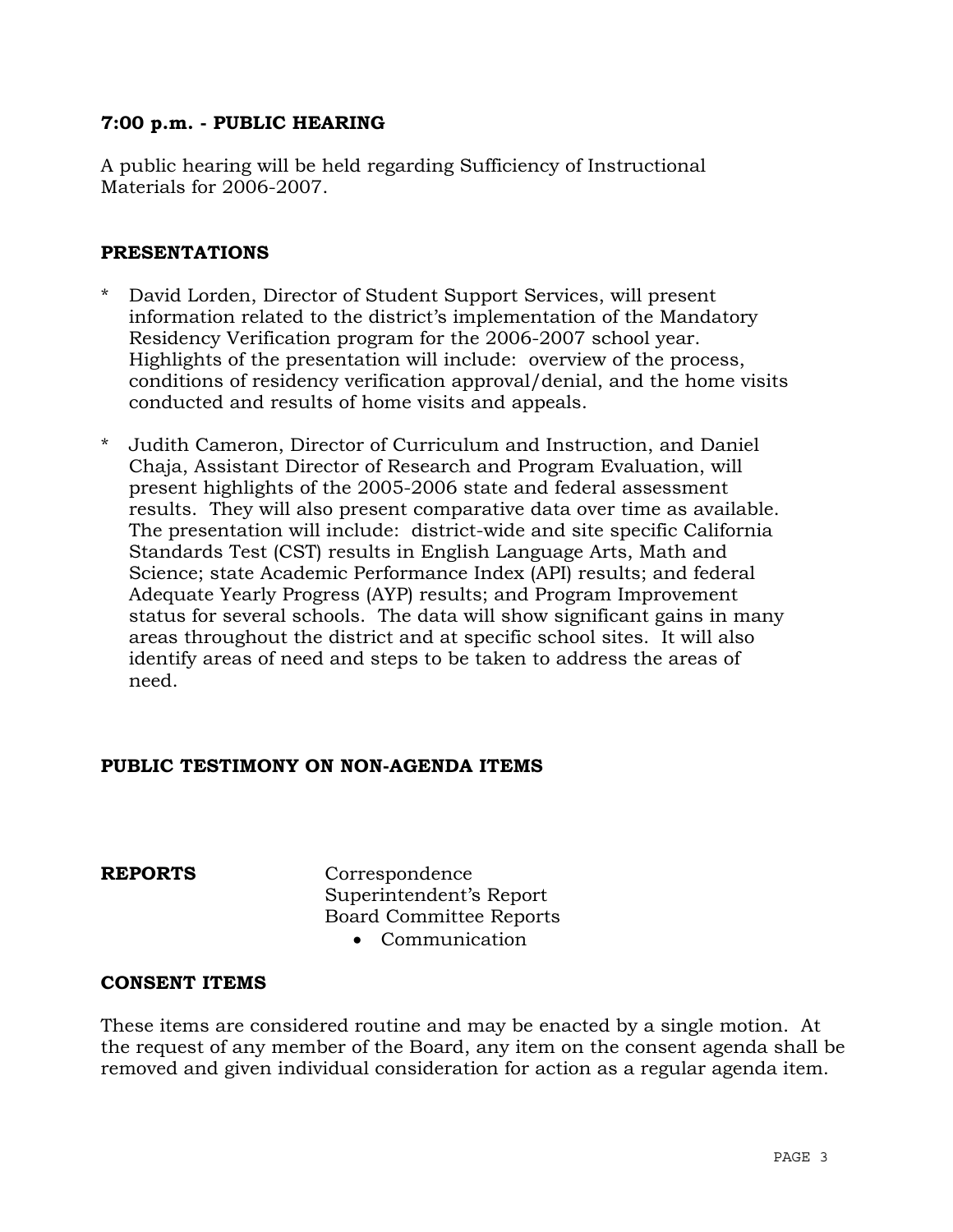**7:00 p.m. - PUBLIC HEARING**

A public hearing will be held regarding Sufficiency of Instructional Materials for 2006-2007.

**PRESENTATIONS**

* David Lorden, Director of Student Support Services, will present information related to the district's implementation of the Mandatory Residency Verification program for the 2006-2007 school year. Highlights of the presentation will include: overview of the process, conditions of residency verification approval/denial, and the home visits conducted and results of home visits and appeals.

* Judith Cameron, Director of Curriculum and Instruction, and Daniel Chaja, Assistant Director of Research and Program Evaluation, will present highlights of the 2005-2006 state and federal assessment results. They will also present comparative data over time as available. The presentation will include: district-wide and site specific California Standards Test (CST) results in English Language Arts, Math and Science; state Academic Performance Index (API) results; and federal Adequate Yearly Progress (AYP) results; and Program Improvement status for several schools. The data will show significant gains in many areas throughout the district and at specific school sites. It will also identify areas of need and steps to be taken to address the areas of need.

**PUBLIC TESTIMONY ON NON-AGENDA ITEMS**

**REPORTS**

Correspondence
Superintendent's Report
Board Committee Reports

- Communication

**CONSENT ITEMS**

These items are considered routine and may be enacted by a single motion. At the request of any member of the Board, any item on the consent agenda shall be removed and given individual consideration for action as a regular agenda item.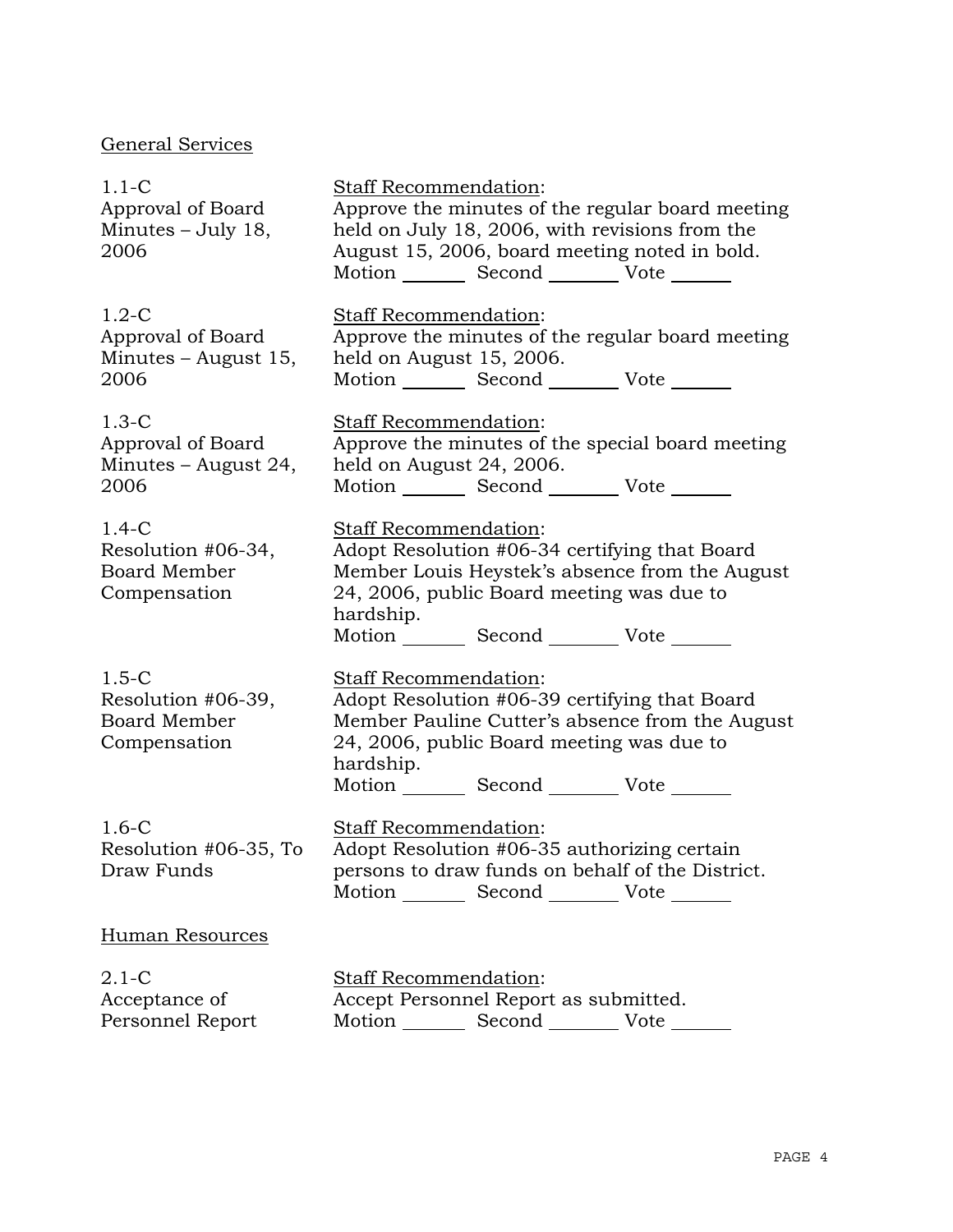General Services

1.1-C
Approval of Board Minutes – July 18, 2006

Staff Recommendation:
Approve the minutes of the regular board meeting held on July 18, 2006, with revisions from the August 15, 2006, board meeting noted in bold.
Motion _______ Second _______ Vote _______

1.2-C
Approval of Board Minutes – August 15, 2006

Staff Recommendation:
Approve the minutes of the regular board meeting held on August 15, 2006.
Motion _______ Second _______ Vote _______

1.3-C
Approval of Board Minutes – August 24, 2006

Staff Recommendation:
Approve the minutes of the special board meeting held on August 24, 2006.
Motion _______ Second _______ Vote _______

1.4-C
Resolution #06-34, Board Member Compensation

Staff Recommendation:
Adopt Resolution #06-34 certifying that Board Member Louis Heystek's absence from the August 24, 2006, public Board meeting was due to hardship.
Motion _______ Second _______ Vote _______

1.5-C
Resolution #06-39, Board Member Compensation

Staff Recommendation:
Adopt Resolution #06-39 certifying that Board Member Pauline Cutter's absence from the August 24, 2006, public Board meeting was due to hardship.
Motion _______ Second _______ Vote _______

1.6-C
Resolution #06-35, To Draw Funds

Staff Recommendation:
Adopt Resolution #06-35 authorizing certain persons to draw funds on behalf of the District.
Motion _______ Second _______ Vote _______

Human Resources

2.1-C
Acceptance of Personnel Report

Staff Recommendation:
Accept Personnel Report as submitted.
Motion _______ Second _______ Vote _______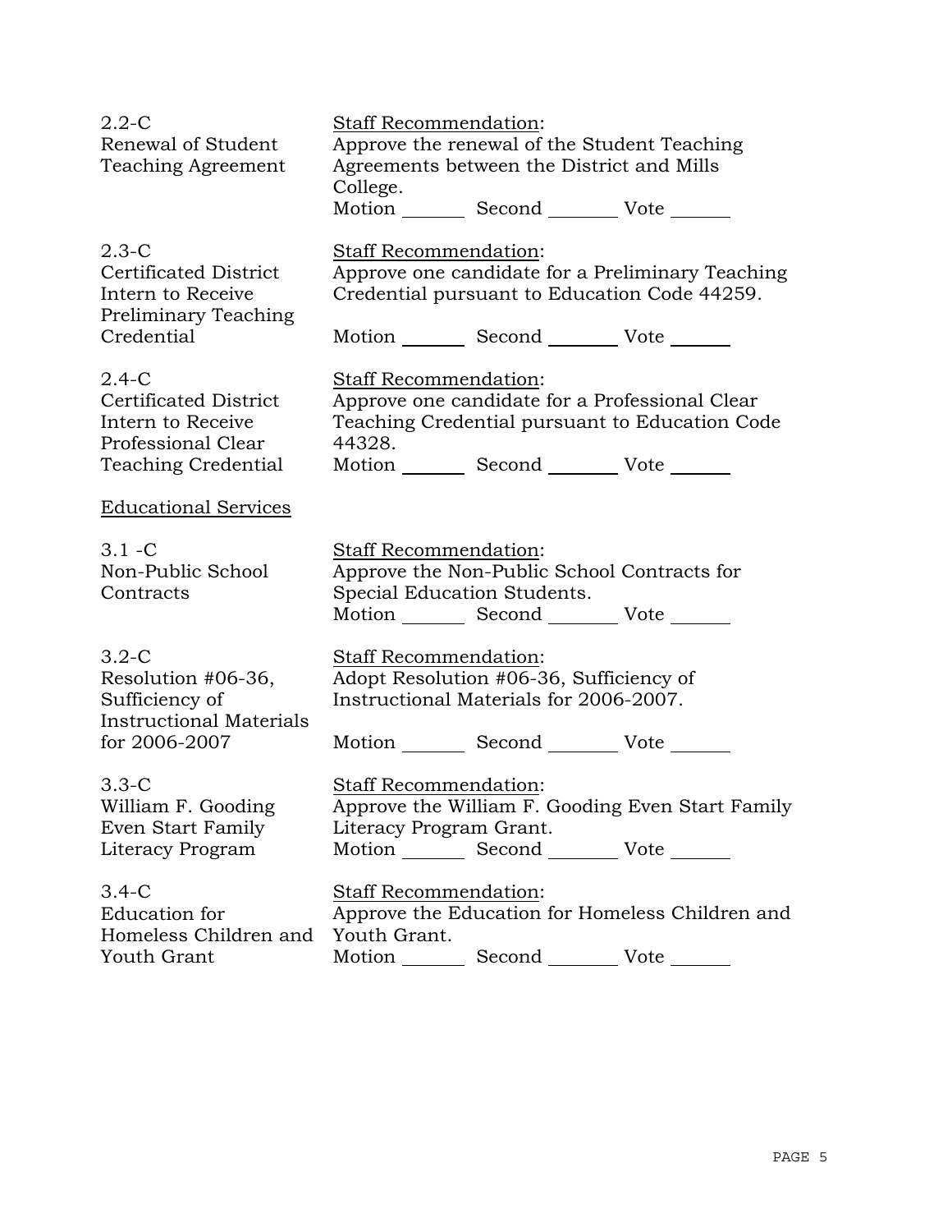**2.2-C**
**Renewal of Student Teaching Agreement**

Staff Recommendation:
Approve the renewal of the Student Teaching Agreements between the District and Mills College.

Motion _______ Second _______ Vote _______

**2.3-C**
**Certificated District Intern to Receive Preliminary Teaching Credential**

Staff Recommendation:
Approve one candidate for a Preliminary Teaching Credential pursuant to Education Code 44259.

Motion _______ Second _______ Vote _______

**2.4-C**
**Certificated District Intern to Receive Professional Clear Teaching Credential**

Staff Recommendation:
Approve one candidate for a Professional Clear Teaching Credential pursuant to Education Code 44328.

Motion _______ Second _______ Vote _______

## Educational Services

**3.1 -C**
**Non-Public School Contracts**

Staff Recommendation:
Approve the Non-Public School Contracts for Special Education Students.

Motion _______ Second _______ Vote _______

**3.2-C**
**Resolution #06-36, Sufficiency of Instructional Materials for 2006-2007**

Staff Recommendation:
Adopt Resolution #06-36, Sufficiency of Instructional Materials for 2006-2007.

Motion _______ Second _______ Vote _______

**3.3-C**
**William F. Gooding Even Start Family Literacy Program**

Staff Recommendation:
Approve the William F. Gooding Even Start Family Literacy Program Grant.

Motion _______ Second _______ Vote _______

**3.4-C**
**Education for Homeless Children and Youth Grant**

Staff Recommendation:
Approve the Education for Homeless Children and Youth Grant.

Motion _______ Second _______ Vote _______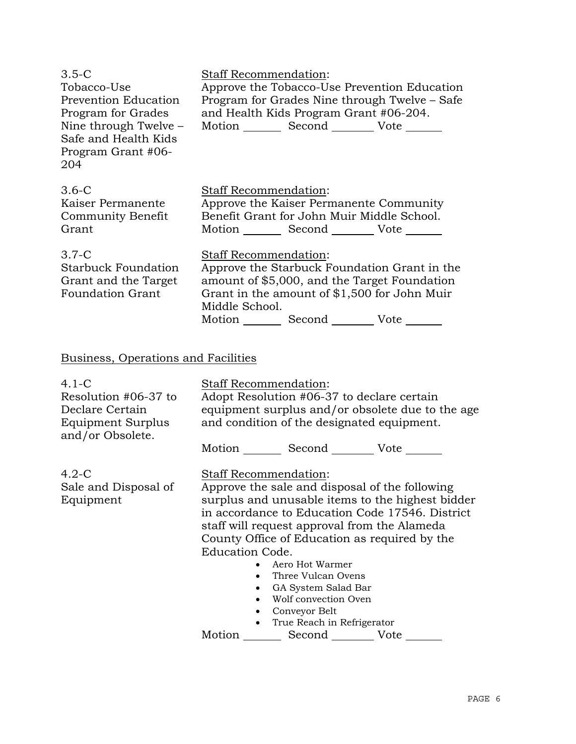3.5-C
Tobacco-Use Prevention Education Program for Grades Nine through Twelve – Safe and Health Kids Program Grant #06-204

Staff Recommendation:
Approve the Tobacco-Use Prevention Education Program for Grades Nine through Twelve – Safe and Health Kids Program Grant #06-204.
Motion _______ Second _______ Vote _______

3.6-C
Kaiser Permanente Community Benefit Grant

Staff Recommendation:
Approve the Kaiser Permanente Community Benefit Grant for John Muir Middle School.
Motion _______ Second _______ Vote _______

3.7-C
Starbuck Foundation Grant and the Target Foundation Grant

Staff Recommendation:
Approve the Starbuck Foundation Grant in the amount of $5,000, and the Target Foundation Grant in the amount of $1,500 for John Muir Middle School.
Motion _______ Second _______ Vote _______

## Business, Operations and Facilities

4.1-C
Resolution #06-37 to Declare Certain Equipment Surplus and/or Obsolete.

Staff Recommendation:
Adopt Resolution #06-37 to declare certain equipment surplus and/or obsolete due to the age and condition of the designated equipment.

Motion _______ Second _______ Vote _______

4.2-C
Sale and Disposal of Equipment

Staff Recommendation:
Approve the sale and disposal of the following surplus and unusable items to the highest bidder in accordance to Education Code 17546. District staff will request approval from the Alameda County Office of Education as required by the Education Code.

- Aero Hot Warmer
- Three Vulcan Ovens
- GA System Salad Bar
- Wolf convection Oven
- Conveyor Belt
- True Reach in Refrigerator

Motion _______ Second _______ Vote _______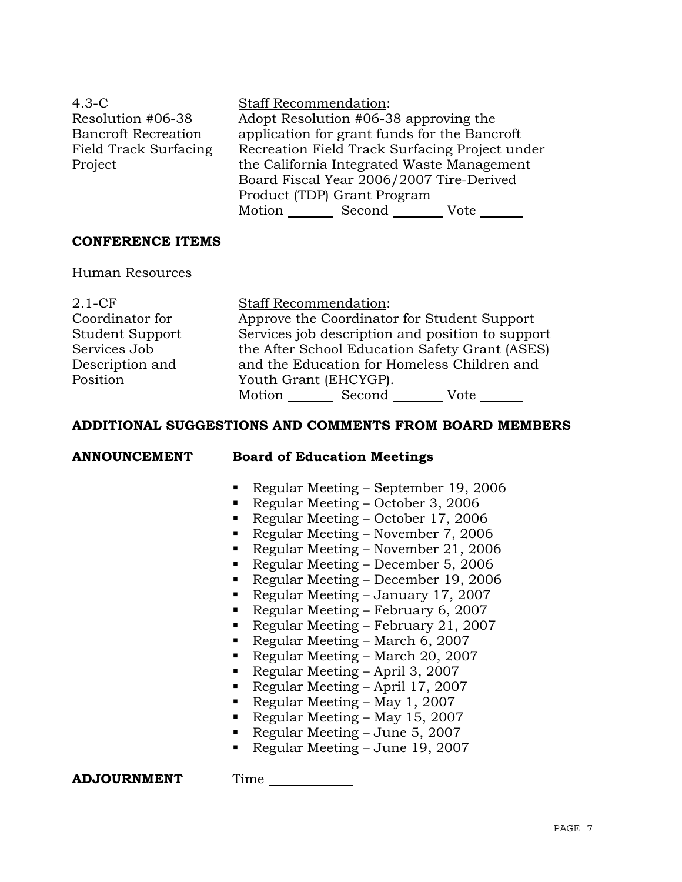| | |
|---|---|
| 4.3-C<br>Resolution #06-38<br>Bancroft Recreation<br>Field Track Surfacing<br>Project | Staff Recommendation:<br>Adopt Resolution #06-38 approving the application for grant funds for the Bancroft Recreation Field Track Surfacing Project under the California Integrated Waste Management Board Fiscal Year 2006/2007 Tire-Derived Product (TDP) Grant Program<br>Motion _______ Second _______ Vote _______ |

**CONFERENCE ITEMS**

Human Resources

| | |
|---|---|
| 2.1-CF<br>Coordinator for<br>Student Support<br>Services Job<br>Description and<br>Position | Staff Recommendation:<br>Approve the Coordinator for Student Support Services job description and position to support the After School Education Safety Grant (ASES) and the Education for Homeless Children and Youth Grant (EHCYGP).<br>Motion _______ Second _______ Vote _______ |

**ADDITIONAL SUGGESTIONS AND COMMENTS FROM BOARD MEMBERS**

**ANNOUNCEMENT** **Board of Education Meetings**

- Regular Meeting – September 19, 2006
- Regular Meeting – October 3, 2006
- Regular Meeting – October 17, 2006
- Regular Meeting – November 7, 2006
- Regular Meeting – November 21, 2006
- Regular Meeting – December 5, 2006
- Regular Meeting – December 19, 2006
- Regular Meeting – January 17, 2007
- Regular Meeting – February 6, 2007
- Regular Meeting – February 21, 2007
- Regular Meeting – March 6, 2007
- Regular Meeting – March 20, 2007
- Regular Meeting – April 3, 2007
- Regular Meeting – April 17, 2007
- Regular Meeting – May 1, 2007
- Regular Meeting – May 15, 2007
- Regular Meeting – June 5, 2007
- Regular Meeting – June 19, 2007

**ADJOURNMENT** Time ___________